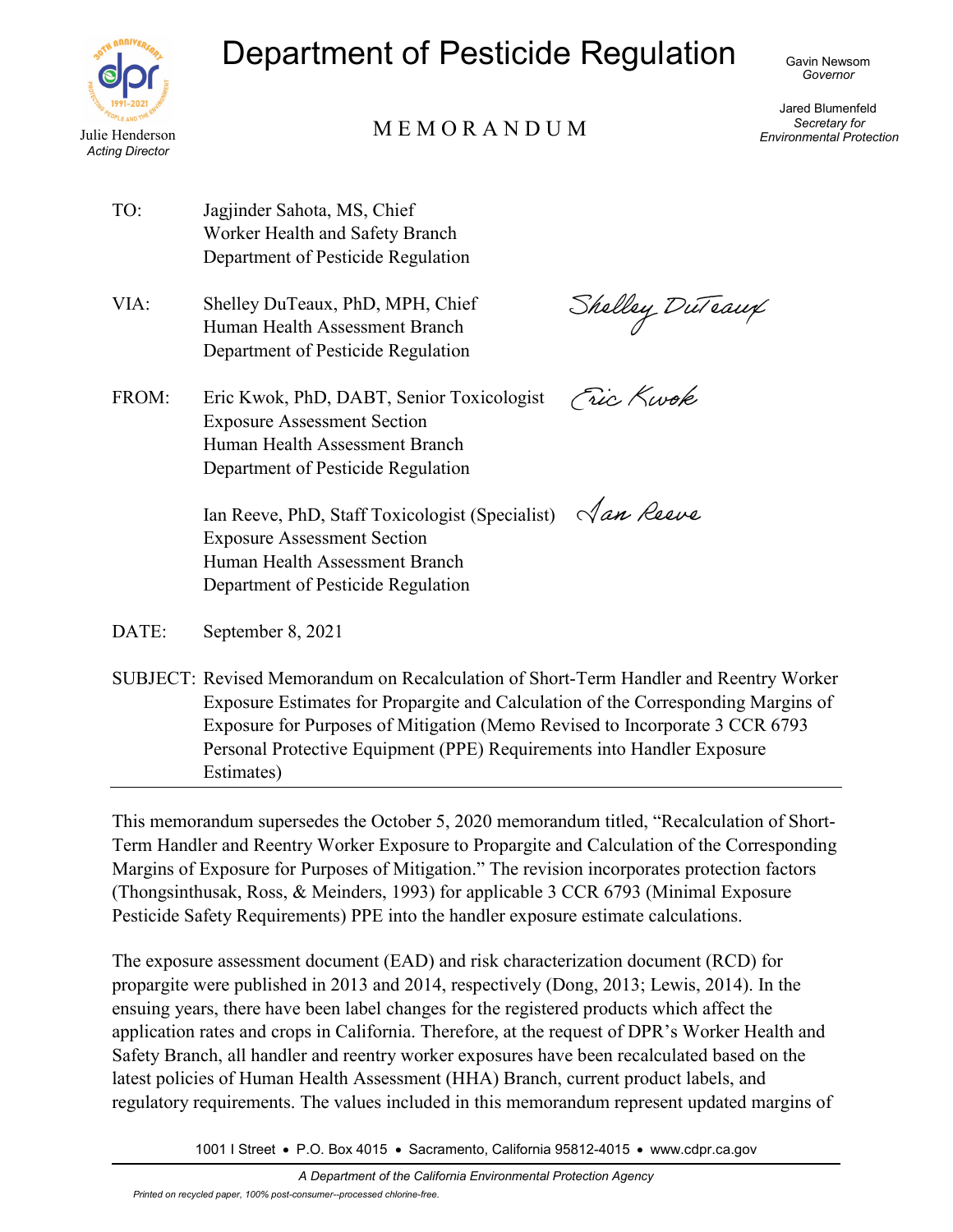# Department of Pesticide Regulation

Julie Henderson
*Acting Director*

Gavin Newsom
*Governor*

Jared Blumenfeld
*Secretary for Environmental Protection*

## MEMORANDUM

TO: Jagjinder Sahota, MS, Chief
Worker Health and Safety Branch
Department of Pesticide Regulation

VIA: Shelley DuTeaux, PhD, MPH, Chief
Human Health Assessment Branch
Department of Pesticide Regulation

FROM: Eric Kwok, PhD, DABT, Senior Toxicologist
Exposure Assessment Section
Human Health Assessment Branch
Department of Pesticide Regulation

Ian Reeve, PhD, Staff Toxicologist (Specialist)
Exposure Assessment Section
Human Health Assessment Branch
Department of Pesticide Regulation

DATE: September 8, 2021

SUBJECT: Revised Memorandum on Recalculation of Short-Term Handler and Reentry Worker Exposure Estimates for Propargite and Calculation of the Corresponding Margins of Exposure for Purposes of Mitigation (Memo Revised to Incorporate 3 CCR 6793 Personal Protective Equipment (PPE) Requirements into Handler Exposure Estimates)

---

This memorandum supersedes the October 5, 2020 memorandum titled, "Recalculation of Short-Term Handler and Reentry Worker Exposure to Propargite and Calculation of the Corresponding Margins of Exposure for Purposes of Mitigation." The revision incorporates protection factors (Thongsinthusak, Ross, & Meinders, 1993) for applicable 3 CCR 6793 (Minimal Exposure Pesticide Safety Requirements) PPE into the handler exposure estimate calculations.

The exposure assessment document (EAD) and risk characterization document (RCD) for propargite were published in 2013 and 2014, respectively (Dong, 2013; Lewis, 2014). In the ensuing years, there have been label changes for the registered products which affect the application rates and crops in California. Therefore, at the request of DPR's Worker Health and Safety Branch, all handler and reentry worker exposures have been recalculated based on the latest policies of Human Health Assessment (HHA) Branch, current product labels, and regulatory requirements. The values included in this memorandum represent updated margins of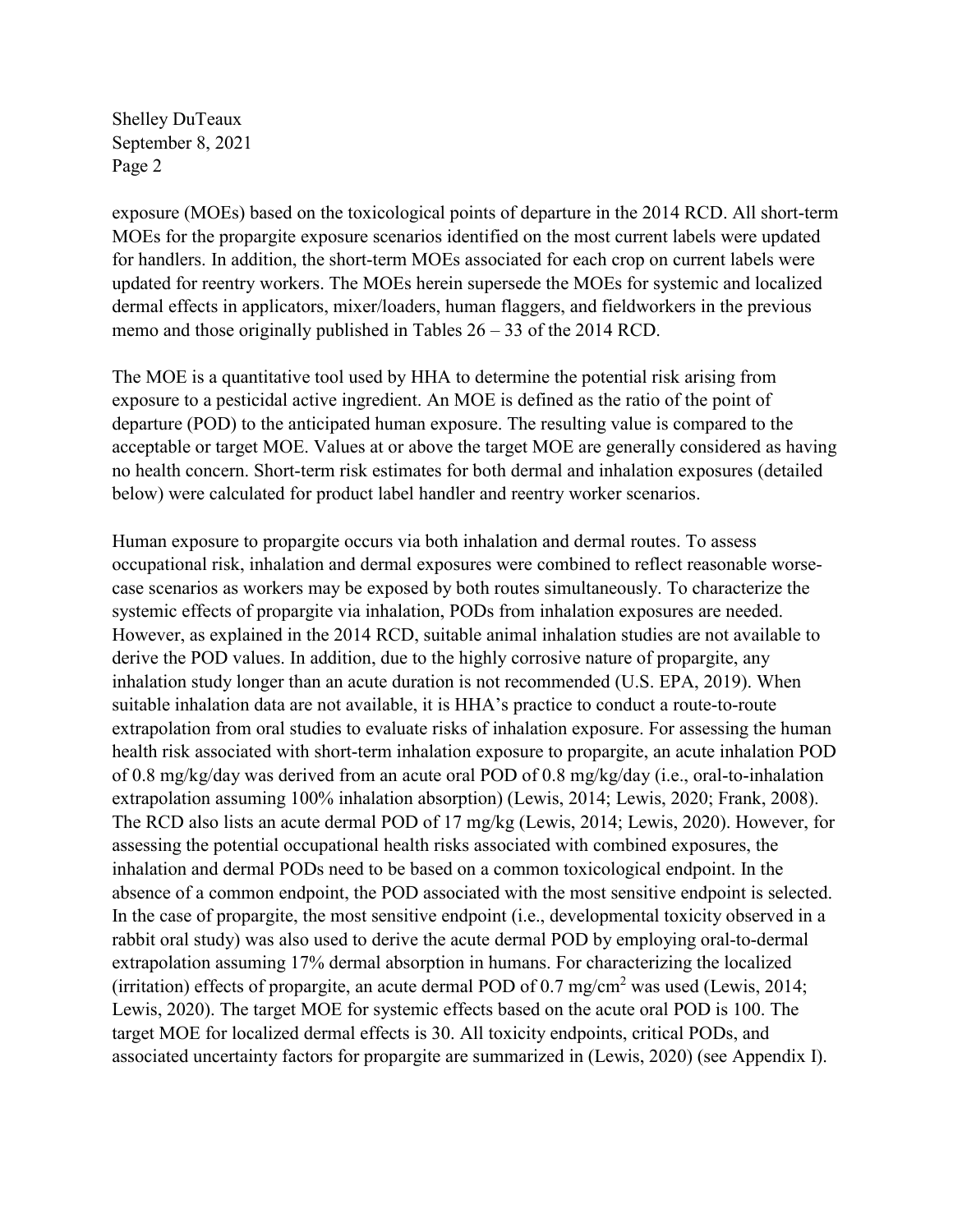exposure (MOEs) based on the toxicological points of departure in the 2014 RCD. All short-term MOEs for the propargite exposure scenarios identified on the most current labels were updated for handlers. In addition, the short-term MOEs associated for each crop on current labels were updated for reentry workers. The MOEs herein supersede the MOEs for systemic and localized dermal effects in applicators, mixer/loaders, human flaggers, and fieldworkers in the previous memo and those originally published in Tables 26 – 33 of the 2014 RCD.

The MOE is a quantitative tool used by HHA to determine the potential risk arising from exposure to a pesticidal active ingredient. An MOE is defined as the ratio of the point of departure (POD) to the anticipated human exposure. The resulting value is compared to the acceptable or target MOE. Values at or above the target MOE are generally considered as having no health concern. Short-term risk estimates for both dermal and inhalation exposures (detailed below) were calculated for product label handler and reentry worker scenarios.

Human exposure to propargite occurs via both inhalation and dermal routes. To assess occupational risk, inhalation and dermal exposures were combined to reflect reasonable worse-case scenarios as workers may be exposed by both routes simultaneously. To characterize the systemic effects of propargite via inhalation, PODs from inhalation exposures are needed. However, as explained in the 2014 RCD, suitable animal inhalation studies are not available to derive the POD values. In addition, due to the highly corrosive nature of propargite, any inhalation study longer than an acute duration is not recommended (U.S. EPA, 2019). When suitable inhalation data are not available, it is HHA's practice to conduct a route-to-route extrapolation from oral studies to evaluate risks of inhalation exposure. For assessing the human health risk associated with short-term inhalation exposure to propargite, an acute inhalation POD of 0.8 mg/kg/day was derived from an acute oral POD of 0.8 mg/kg/day (i.e., oral-to-inhalation extrapolation assuming 100% inhalation absorption) (Lewis, 2014; Lewis, 2020; Frank, 2008). The RCD also lists an acute dermal POD of 17 mg/kg (Lewis, 2014; Lewis, 2020). However, for assessing the potential occupational health risks associated with combined exposures, the inhalation and dermal PODs need to be based on a common toxicological endpoint. In the absence of a common endpoint, the POD associated with the most sensitive endpoint is selected. In the case of propargite, the most sensitive endpoint (i.e., developmental toxicity observed in a rabbit oral study) was also used to derive the acute dermal POD by employing oral-to-dermal extrapolation assuming 17% dermal absorption in humans. For characterizing the localized (irritation) effects of propargite, an acute dermal POD of 0.7 mg/cm$^2$ was used (Lewis, 2014; Lewis, 2020). The target MOE for systemic effects based on the acute oral POD is 100. The target MOE for localized dermal effects is 30. All toxicity endpoints, critical PODs, and associated uncertainty factors for propargite are summarized in (Lewis, 2020) (see Appendix I).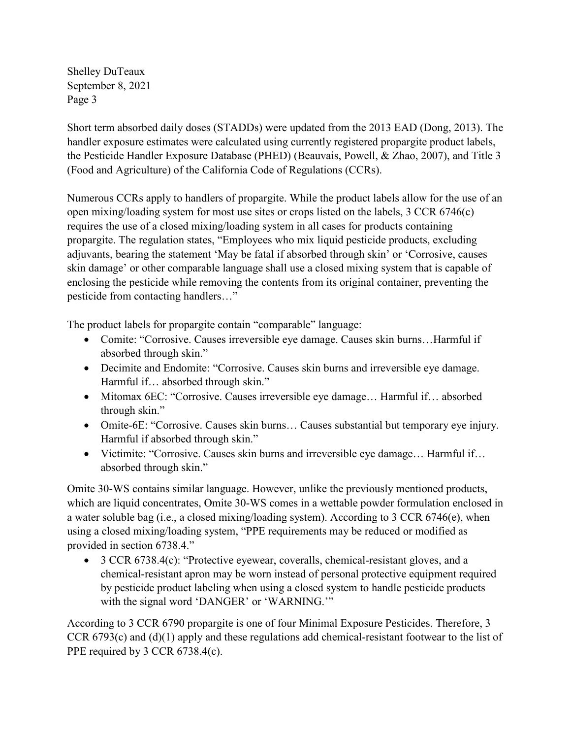Short term absorbed daily doses (STADDs) were updated from the 2013 EAD (Dong, 2013). The handler exposure estimates were calculated using currently registered propargite product labels, the Pesticide Handler Exposure Database (PHED) (Beauvais, Powell, & Zhao, 2007), and Title 3 (Food and Agriculture) of the California Code of Regulations (CCRs).

Numerous CCRs apply to handlers of propargite. While the product labels allow for the use of an open mixing/loading system for most use sites or crops listed on the labels, 3 CCR 6746(c) requires the use of a closed mixing/loading system in all cases for products containing propargite. The regulation states, "Employees who mix liquid pesticide products, excluding adjuvants, bearing the statement 'May be fatal if absorbed through skin' or 'Corrosive, causes skin damage' or other comparable language shall use a closed mixing system that is capable of enclosing the pesticide while removing the contents from its original container, preventing the pesticide from contacting handlers…"

The product labels for propargite contain "comparable" language:

- Comite: "Corrosive. Causes irreversible eye damage. Causes skin burns…Harmful if absorbed through skin."
- Decimite and Endomite: "Corrosive. Causes skin burns and irreversible eye damage. Harmful if… absorbed through skin."
- Mitomax 6EC: "Corrosive. Causes irreversible eye damage… Harmful if… absorbed through skin."
- Omite-6E: "Corrosive. Causes skin burns… Causes substantial but temporary eye injury. Harmful if absorbed through skin."
- Victimite: "Corrosive. Causes skin burns and irreversible eye damage… Harmful if… absorbed through skin."

Omite 30-WS contains similar language. However, unlike the previously mentioned products, which are liquid concentrates, Omite 30-WS comes in a wettable powder formulation enclosed in a water soluble bag (i.e., a closed mixing/loading system). According to 3 CCR 6746(e), when using a closed mixing/loading system, "PPE requirements may be reduced or modified as provided in section 6738.4."

- 3 CCR 6738.4(c): "Protective eyewear, coveralls, chemical-resistant gloves, and a chemical-resistant apron may be worn instead of personal protective equipment required by pesticide product labeling when using a closed system to handle pesticide products with the signal word 'DANGER' or 'WARNING.'"

According to 3 CCR 6790 propargite is one of four Minimal Exposure Pesticides. Therefore, 3 CCR 6793(c) and (d)(1) apply and these regulations add chemical-resistant footwear to the list of PPE required by 3 CCR 6738.4(c).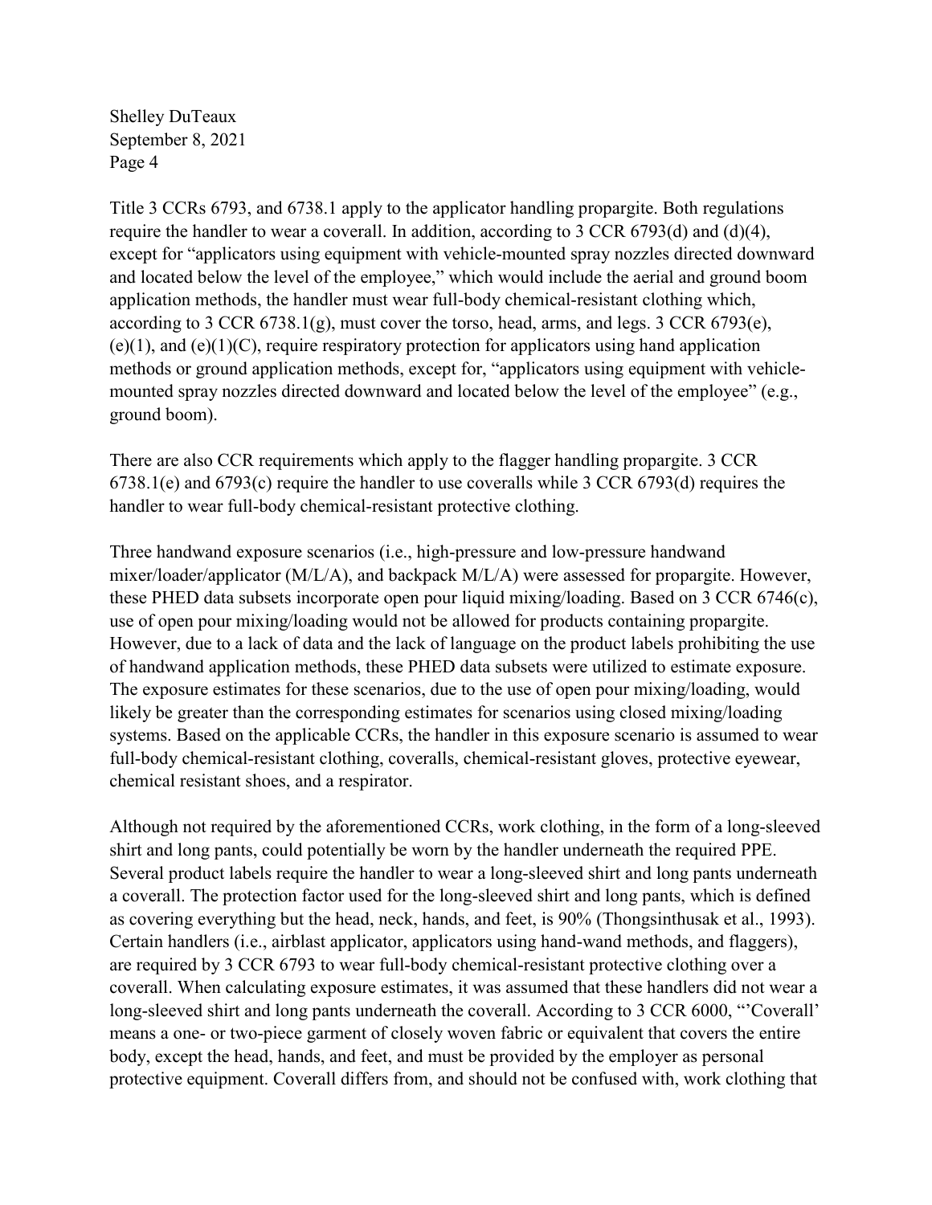Title 3 CCRs 6793, and 6738.1 apply to the applicator handling propargite. Both regulations require the handler to wear a coverall. In addition, according to 3 CCR 6793(d) and (d)(4), except for "applicators using equipment with vehicle-mounted spray nozzles directed downward and located below the level of the employee," which would include the aerial and ground boom application methods, the handler must wear full-body chemical-resistant clothing which, according to 3 CCR 6738.1(g), must cover the torso, head, arms, and legs. 3 CCR 6793(e), (e)(1), and (e)(1)(C), require respiratory protection for applicators using hand application methods or ground application methods, except for, "applicators using equipment with vehicle-mounted spray nozzles directed downward and located below the level of the employee" (e.g., ground boom).

There are also CCR requirements which apply to the flagger handling propargite. 3 CCR 6738.1(e) and 6793(c) require the handler to use coveralls while 3 CCR 6793(d) requires the handler to wear full-body chemical-resistant protective clothing.

Three handwand exposure scenarios (i.e., high-pressure and low-pressure handwand mixer/loader/applicator (M/L/A), and backpack M/L/A) were assessed for propargite. However, these PHED data subsets incorporate open pour liquid mixing/loading. Based on 3 CCR 6746(c), use of open pour mixing/loading would not be allowed for products containing propargite. However, due to a lack of data and the lack of language on the product labels prohibiting the use of handwand application methods, these PHED data subsets were utilized to estimate exposure. The exposure estimates for these scenarios, due to the use of open pour mixing/loading, would likely be greater than the corresponding estimates for scenarios using closed mixing/loading systems. Based on the applicable CCRs, the handler in this exposure scenario is assumed to wear full-body chemical-resistant clothing, coveralls, chemical-resistant gloves, protective eyewear, chemical resistant shoes, and a respirator.

Although not required by the aforementioned CCRs, work clothing, in the form of a long-sleeved shirt and long pants, could potentially be worn by the handler underneath the required PPE. Several product labels require the handler to wear a long-sleeved shirt and long pants underneath a coverall. The protection factor used for the long-sleeved shirt and long pants, which is defined as covering everything but the head, neck, hands, and feet, is 90% (Thongsinthusak et al., 1993). Certain handlers (i.e., airblast applicator, applicators using hand-wand methods, and flaggers), are required by 3 CCR 6793 to wear full-body chemical-resistant protective clothing over a coverall. When calculating exposure estimates, it was assumed that these handlers did not wear a long-sleeved shirt and long pants underneath the coverall. According to 3 CCR 6000, "'Coverall' means a one- or two-piece garment of closely woven fabric or equivalent that covers the entire body, except the head, hands, and feet, and must be provided by the employer as personal protective equipment. Coverall differs from, and should not be confused with, work clothing that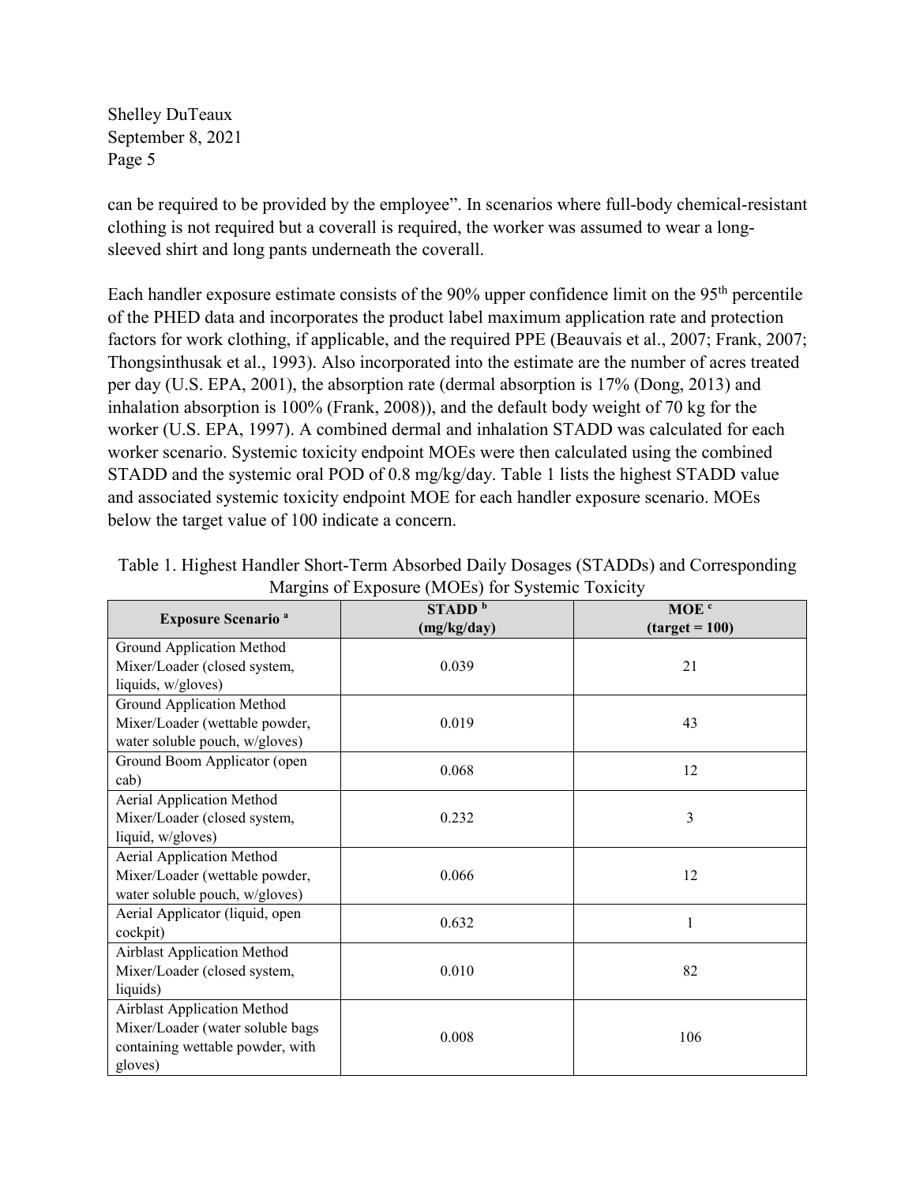can be required to be provided by the employee". In scenarios where full-body chemical-resistant clothing is not required but a coverall is required, the worker was assumed to wear a long-sleeved shirt and long pants underneath the coverall.

Each handler exposure estimate consists of the 90% upper confidence limit on the 95th percentile of the PHED data and incorporates the product label maximum application rate and protection factors for work clothing, if applicable, and the required PPE (Beauvais et al., 2007; Frank, 2007; Thongsinthusak et al., 1993). Also incorporated into the estimate are the number of acres treated per day (U.S. EPA, 2001), the absorption rate (dermal absorption is 17% (Dong, 2013) and inhalation absorption is 100% (Frank, 2008)), and the default body weight of 70 kg for the worker (U.S. EPA, 1997). A combined dermal and inhalation STADD was calculated for each worker scenario. Systemic toxicity endpoint MOEs were then calculated using the combined STADD and the systemic oral POD of 0.8 mg/kg/day. Table 1 lists the highest STADD value and associated systemic toxicity endpoint MOE for each handler exposure scenario. MOEs below the target value of 100 indicate a concern.

Table 1. Highest Handler Short-Term Absorbed Daily Dosages (STADDs) and Corresponding Margins of Exposure (MOEs) for Systemic Toxicity

| Exposure Scenario [a] | STADD [b] (mg/kg/day) | MOE [c] (target = 100) |
|---|---|---|
| Ground Application Method Mixer/Loader (closed system, liquids, w/gloves) | 0.039 | 21 |
| Ground Application Method Mixer/Loader (wettable powder, water soluble pouch, w/gloves) | 0.019 | 43 |
| Ground Boom Applicator (open cab) | 0.068 | 12 |
| Aerial Application Method Mixer/Loader (closed system, liquid, w/gloves) | 0.232 | 3 |
| Aerial Application Method Mixer/Loader (wettable powder, water soluble pouch, w/gloves) | 0.066 | 12 |
| Aerial Applicator (liquid, open cockpit) | 0.632 | 1 |
| Airblast Application Method Mixer/Loader (closed system, liquids) | 0.010 | 82 |
| Airblast Application Method Mixer/Loader (water soluble bags containing wettable powder, with gloves) | 0.008 | 106 |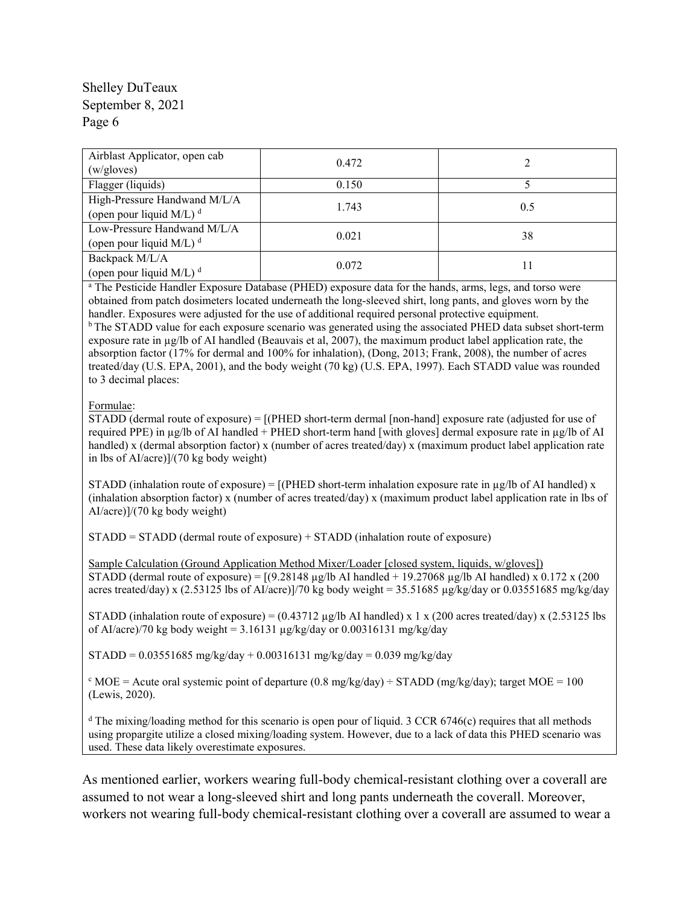| | | |
|---|---|---|
| Airblast Applicator, open cab (w/gloves) | 0.472 | 2 |
| Flagger (liquids) | 0.150 | 5 |
| High-Pressure Handwand M/L/A (open pour liquid M/L) [d] | 1.743 | 0.5 |
| Low-Pressure Handwand M/L/A (open pour liquid M/L) [d] | 0.021 | 38 |
| Backpack M/L/A (open pour liquid M/L) [d] | 0.072 | 11 |

[a] The Pesticide Handler Exposure Database (PHED) exposure data for the hands, arms, legs, and torso were obtained from patch dosimeters located underneath the long-sleeved shirt, long pants, and gloves worn by the handler. Exposures were adjusted for the use of additional required personal protective equipment.

[b] The STADD value for each exposure scenario was generated using the associated PHED data subset short-term exposure rate in µg/lb of AI handled (Beauvais et al, 2007), the maximum product label application rate, the absorption factor (17% for dermal and 100% for inhalation), (Dong, 2013; Frank, 2008), the number of acres treated/day (U.S. EPA, 2001), and the body weight (70 kg) (U.S. EPA, 1997). Each STADD value was rounded to 3 decimal places:

Formulae:

STADD (dermal route of exposure) = [(PHED short-term dermal [non-hand] exposure rate (adjusted for use of required PPE) in µg/lb of AI handled + PHED short-term hand [with gloves] dermal exposure rate in µg/lb of AI handled) x (dermal absorption factor) x (number of acres treated/day) x (maximum product label application rate in lbs of AI/acre)]/(70 kg body weight)

STADD (inhalation route of exposure) = [(PHED short-term inhalation exposure rate in µg/lb of AI handled) x (inhalation absorption factor) x (number of acres treated/day) x (maximum product label application rate in lbs of AI/acre)]/(70 kg body weight)

STADD = STADD (dermal route of exposure) + STADD (inhalation route of exposure)

Sample Calculation (Ground Application Method Mixer/Loader [closed system, liquids, w/gloves])

STADD (dermal route of exposure) = [(9.28148 µg/lb AI handled + 19.27068 µg/lb AI handled) x 0.172 x (200 acres treated/day) x (2.53125 lbs of AI/acre)]/70 kg body weight = 35.51685 µg/kg/day or 0.03551685 mg/kg/day

STADD (inhalation route of exposure) = (0.43712 µg/lb AI handled) x 1 x (200 acres treated/day) x (2.53125 lbs of AI/acre)/70 kg body weight = 3.16131 µg/kg/day or 0.00316131 mg/kg/day

STADD = 0.03551685 mg/kg/day + 0.00316131 mg/kg/day = 0.039 mg/kg/day

[c] MOE = Acute oral systemic point of departure (0.8 mg/kg/day) ÷ STADD (mg/kg/day); target MOE = 100 (Lewis, 2020).

[d] The mixing/loading method for this scenario is open pour of liquid. 3 CCR 6746(c) requires that all methods using propargite utilize a closed mixing/loading system. However, due to a lack of data this PHED scenario was used. These data likely overestimate exposures.

As mentioned earlier, workers wearing full-body chemical-resistant clothing over a coverall are assumed to not wear a long-sleeved shirt and long pants underneath the coverall. Moreover, workers not wearing full-body chemical-resistant clothing over a coverall are assumed to wear a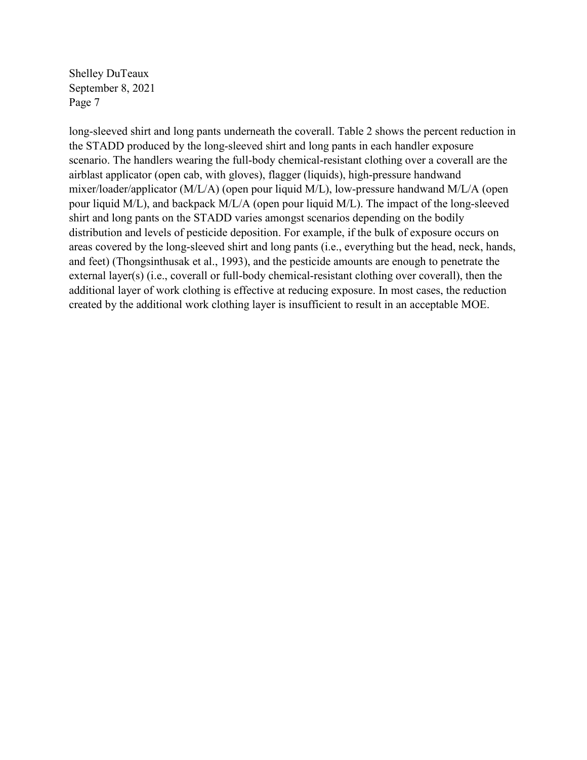long-sleeved shirt and long pants underneath the coverall. Table 2 shows the percent reduction in the STADD produced by the long-sleeved shirt and long pants in each handler exposure scenario. The handlers wearing the full-body chemical-resistant clothing over a coverall are the airblast applicator (open cab, with gloves), flagger (liquids), high-pressure handwand mixer/loader/applicator (M/L/A) (open pour liquid M/L), low-pressure handwand M/L/A (open pour liquid M/L), and backpack M/L/A (open pour liquid M/L). The impact of the long-sleeved shirt and long pants on the STADD varies amongst scenarios depending on the bodily distribution and levels of pesticide deposition. For example, if the bulk of exposure occurs on areas covered by the long-sleeved shirt and long pants (i.e., everything but the head, neck, hands, and feet) (Thongsinthusak et al., 1993), and the pesticide amounts are enough to penetrate the external layer(s) (i.e., coverall or full-body chemical-resistant clothing over coverall), then the additional layer of work clothing is effective at reducing exposure. In most cases, the reduction created by the additional work clothing layer is insufficient to result in an acceptable MOE.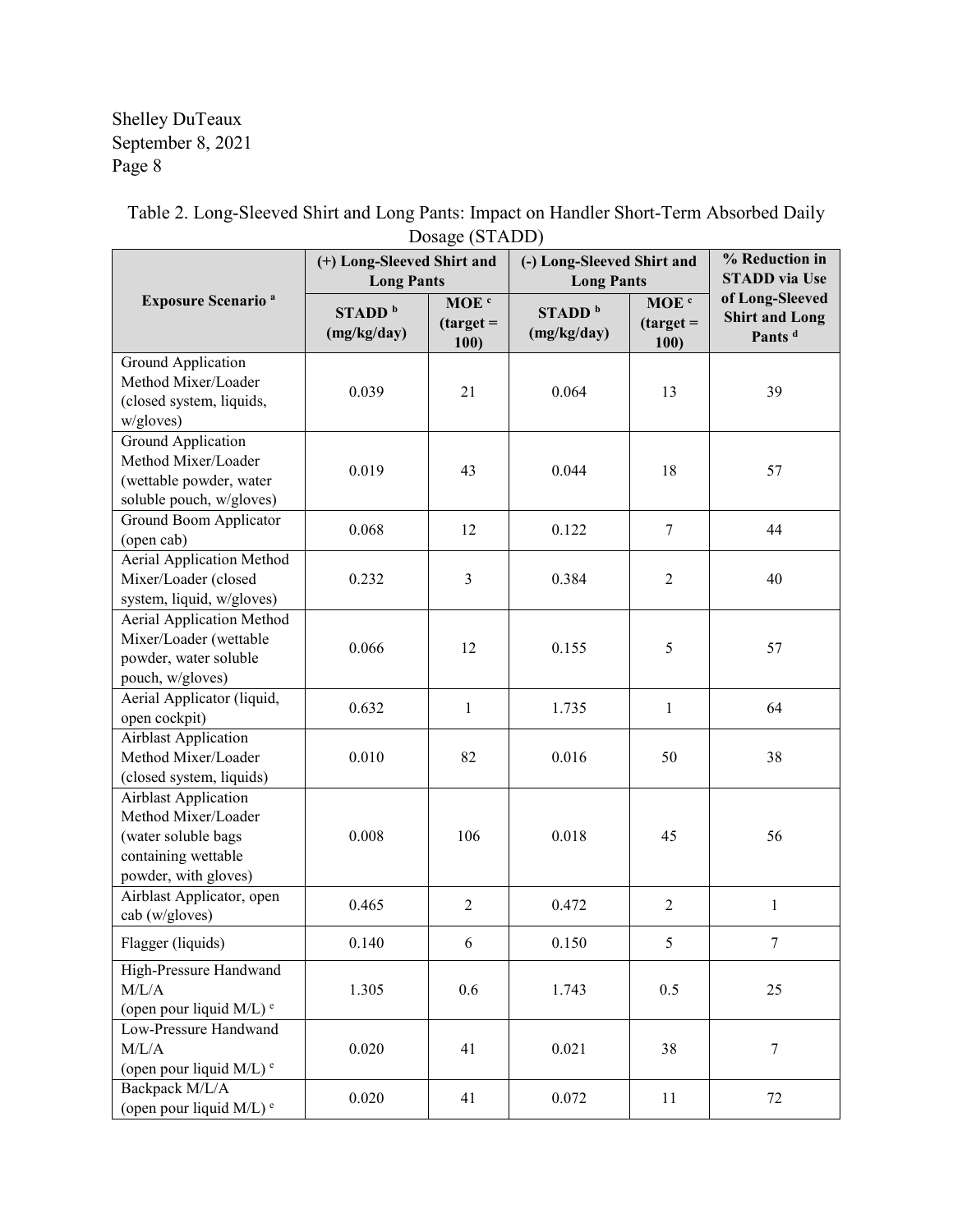Table 2. Long-Sleeved Shirt and Long Pants: Impact on Handler Short-Term Absorbed Daily Dosage (STADD)

| Exposure Scenario [a] | (+) Long-Sleeved Shirt and Long Pants | | (-) Long-Sleeved Shirt and Long Pants | | % Reduction in STADD via Use of Long-Sleeved Shirt and Long Pants [d] |
|---|---|---|---|---|---|
| | STADD [b] (mg/kg/day) | MOE [c] (target = 100) | STADD [b] (mg/kg/day) | MOE [c] (target = 100) | |
| Ground Application Method Mixer/Loader (closed system, liquids, w/gloves) | 0.039 | 21 | 0.064 | 13 | 39 |
| Ground Application Method Mixer/Loader (wettable powder, water soluble pouch, w/gloves) | 0.019 | 43 | 0.044 | 18 | 57 |
| Ground Boom Applicator (open cab) | 0.068 | 12 | 0.122 | 7 | 44 |
| Aerial Application Method Mixer/Loader (closed system, liquid, w/gloves) | 0.232 | 3 | 0.384 | 2 | 40 |
| Aerial Application Method Mixer/Loader (wettable powder, water soluble pouch, w/gloves) | 0.066 | 12 | 0.155 | 5 | 57 |
| Aerial Applicator (liquid, open cockpit) | 0.632 | 1 | 1.735 | 1 | 64 |
| Airblast Application Method Mixer/Loader (closed system, liquids) | 0.010 | 82 | 0.016 | 50 | 38 |
| Airblast Application Method Mixer/Loader (water soluble bags containing wettable powder, with gloves) | 0.008 | 106 | 0.018 | 45 | 56 |
| Airblast Applicator, open cab (w/gloves) | 0.465 | 2 | 0.472 | 2 | 1 |
| Flagger (liquids) | 0.140 | 6 | 0.150 | 5 | 7 |
| High-Pressure Handwand M/L/A (open pour liquid M/L) [e] | 1.305 | 0.6 | 1.743 | 0.5 | 25 |
| Low-Pressure Handwand M/L/A (open pour liquid M/L) [e] | 0.020 | 41 | 0.021 | 38 | 7 |
| Backpack M/L/A (open pour liquid M/L) [e] | 0.020 | 41 | 0.072 | 11 | 72 |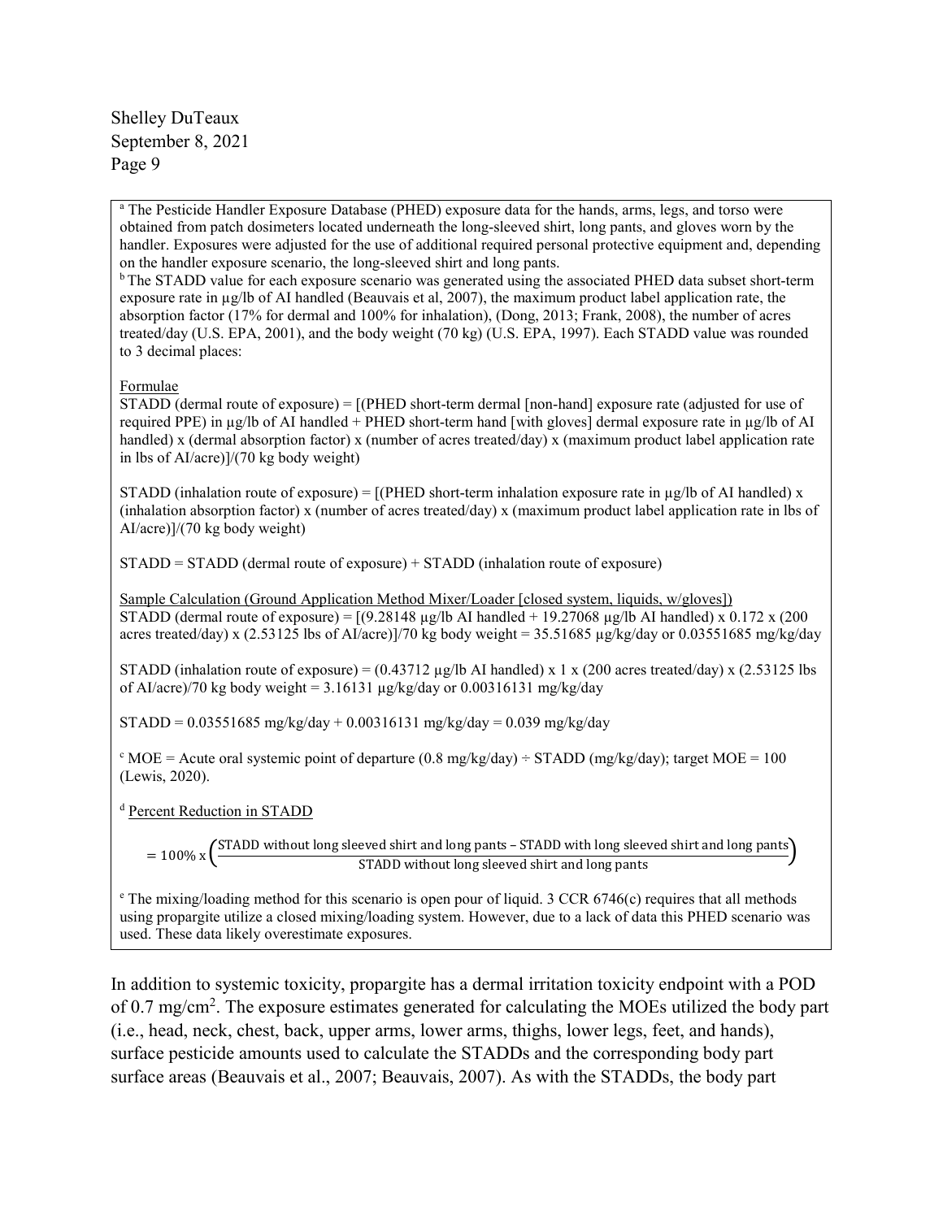[a] The Pesticide Handler Exposure Database (PHED) exposure data for the hands, arms, legs, and torso were obtained from patch dosimeters located underneath the long-sleeved shirt, long pants, and gloves worn by the handler. Exposures were adjusted for the use of additional required personal protective equipment and, depending on the handler exposure scenario, the long-sleeved shirt and long pants.

[b] The STADD value for each exposure scenario was generated using the associated PHED data subset short-term exposure rate in µg/lb of AI handled (Beauvais et al, 2007), the maximum product label application rate, the absorption factor (17% for dermal and 100% for inhalation), (Dong, 2013; Frank, 2008), the number of acres treated/day (U.S. EPA, 2001), and the body weight (70 kg) (U.S. EPA, 1997). Each STADD value was rounded to 3 decimal places:

Formulae

STADD (dermal route of exposure) = [(PHED short-term dermal [non-hand] exposure rate (adjusted for use of required PPE) in µg/lb of AI handled + PHED short-term hand [with gloves] dermal exposure rate in µg/lb of AI handled) x (dermal absorption factor) x (number of acres treated/day) x (maximum product label application rate in lbs of AI/acre)]/(70 kg body weight)

STADD (inhalation route of exposure) = [(PHED short-term inhalation exposure rate in µg/lb of AI handled) x (inhalation absorption factor) x (number of acres treated/day) x (maximum product label application rate in lbs of AI/acre)]/(70 kg body weight)

STADD = STADD (dermal route of exposure) + STADD (inhalation route of exposure)

Sample Calculation (Ground Application Method Mixer/Loader [closed system, liquids, w/gloves])

STADD (dermal route of exposure) = [(9.28148 µg/lb AI handled + 19.27068 µg/lb AI handled) x 0.172 x (200 acres treated/day) x (2.53125 lbs of AI/acre)]/70 kg body weight = 35.51685 µg/kg/day or 0.03551685 mg/kg/day

STADD (inhalation route of exposure) = (0.43712 µg/lb AI handled) x 1 x (200 acres treated/day) x (2.53125 lbs of AI/acre)/70 kg body weight = 3.16131 µg/kg/day or 0.00316131 mg/kg/day

STADD = 0.03551685 mg/kg/day + 0.00316131 mg/kg/day = 0.039 mg/kg/day

[c] MOE = Acute oral systemic point of departure (0.8 mg/kg/day) ÷ STADD (mg/kg/day); target MOE = 100 (Lewis, 2020).

[d] Percent Reduction in STADD

$$= 100\% \times \left(\frac{\text{STADD without long sleeved shirt and long pants} - \text{STADD with long sleeved shirt and long pants}}{\text{STADD without long sleeved shirt and long pants}}\right)$$

[e] The mixing/loading method for this scenario is open pour of liquid. 3 CCR 6746(c) requires that all methods using propargite utilize a closed mixing/loading system. However, due to a lack of data this PHED scenario was used. These data likely overestimate exposures.

In addition to systemic toxicity, propargite has a dermal irritation toxicity endpoint with a POD of 0.7 mg/cm$^2$. The exposure estimates generated for calculating the MOEs utilized the body part (i.e., head, neck, chest, back, upper arms, lower arms, thighs, lower legs, feet, and hands), surface pesticide amounts used to calculate the STADDs and the corresponding body part surface areas (Beauvais et al., 2007; Beauvais, 2007). As with the STADDs, the body part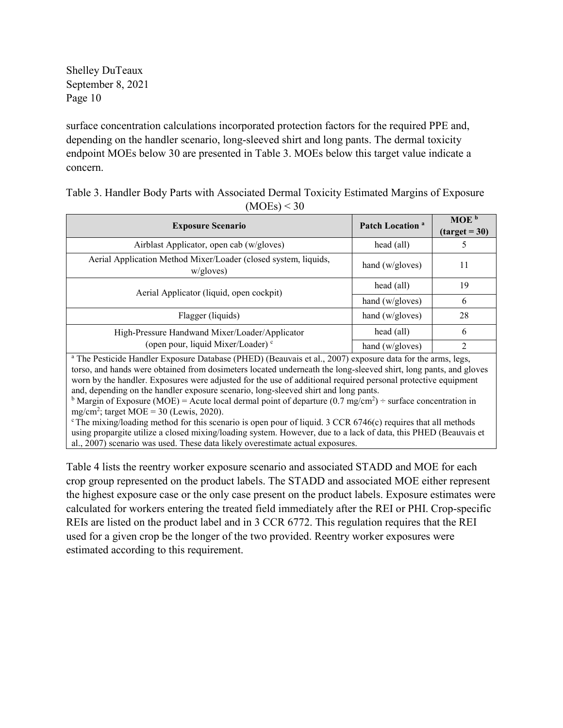surface concentration calculations incorporated protection factors for the required PPE and, depending on the handler scenario, long-sleeved shirt and long pants. The dermal toxicity endpoint MOEs below 30 are presented in Table 3. MOEs below this target value indicate a concern.

Table 3. Handler Body Parts with Associated Dermal Toxicity Estimated Margins of Exposure (MOEs) < 30

| Exposure Scenario | Patch Location [a] | MOE [b] (target = 30) |
| --- | --- | --- |
| Airblast Applicator, open cab (w/gloves) | head (all) | 5 |
| Aerial Application Method Mixer/Loader (closed system, liquids, w/gloves) | hand (w/gloves) | 11 |
| Aerial Applicator (liquid, open cockpit) | head (all) | 19 |
| | hand (w/gloves) | 6 |
| Flagger (liquids) | hand (w/gloves) | 28 |
| High-Pressure Handwand Mixer/Loader/Applicator (open pour, liquid Mixer/Loader) [c] | head (all) | 6 |
| | hand (w/gloves) | 2 |

[a] The Pesticide Handler Exposure Database (PHED) (Beauvais et al., 2007) exposure data for the arms, legs, torso, and hands were obtained from dosimeters located underneath the long-sleeved shirt, long pants, and gloves worn by the handler. Exposures were adjusted for the use of additional required personal protective equipment and, depending on the handler exposure scenario, long-sleeved shirt and long pants.
[b] Margin of Exposure (MOE) = Acute local dermal point of departure (0.7 mg/cm$^2$) ÷ surface concentration in mg/cm$^2$; target MOE = 30 (Lewis, 2020).
[c] The mixing/loading method for this scenario is open pour of liquid. 3 CCR 6746(c) requires that all methods using propargite utilize a closed mixing/loading system. However, due to a lack of data, this PHED (Beauvais et al., 2007) scenario was used. These data likely overestimate actual exposures.

Table 4 lists the reentry worker exposure scenario and associated STADD and MOE for each crop group represented on the product labels. The STADD and associated MOE either represent the highest exposure case or the only case present on the product labels. Exposure estimates were calculated for workers entering the treated field immediately after the REI or PHI. Crop-specific REIs are listed on the product label and in 3 CCR 6772. This regulation requires that the REI used for a given crop be the longer of the two provided. Reentry worker exposures were estimated according to this requirement.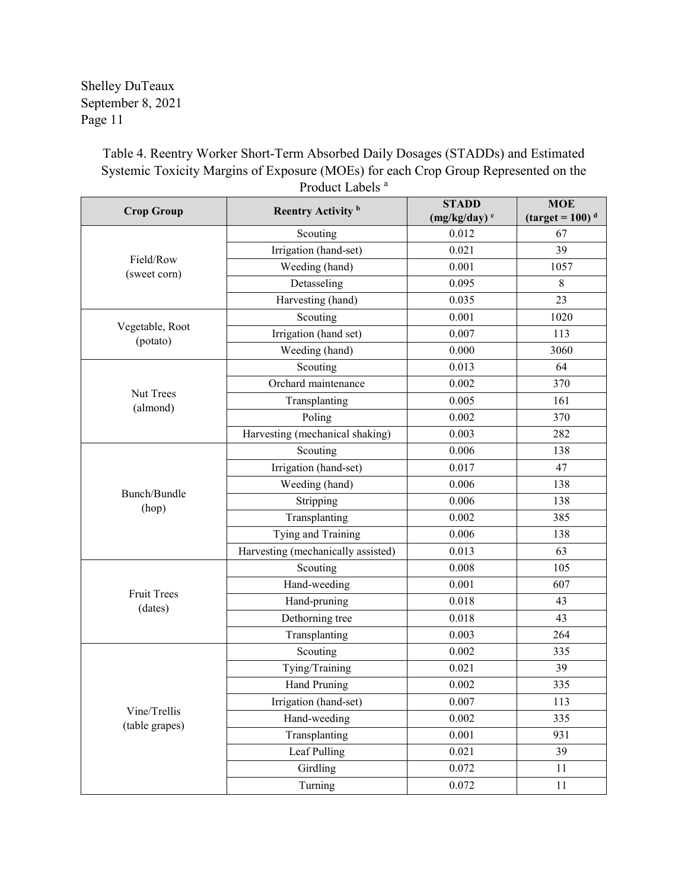Table 4. Reentry Worker Short-Term Absorbed Daily Dosages (STADDs) and Estimated Systemic Toxicity Margins of Exposure (MOEs) for each Crop Group Represented on the Product Labels [a]

| Crop Group | Reentry Activity [b] | STADD (mg/kg/day) [c] | MOE (target = 100) [d] |
|---|---|---|---|
| Field/Row (sweet corn) | Scouting | 0.012 | 67 |
| | Irrigation (hand-set) | 0.021 | 39 |
| | Weeding (hand) | 0.001 | 1057 |
| | Detasseling | 0.095 | 8 |
| | Harvesting (hand) | 0.035 | 23 |
| Vegetable, Root (potato) | Scouting | 0.001 | 1020 |
| | Irrigation (hand set) | 0.007 | 113 |
| | Weeding (hand) | 0.000 | 3060 |
| Nut Trees (almond) | Scouting | 0.013 | 64 |
| | Orchard maintenance | 0.002 | 370 |
| | Transplanting | 0.005 | 161 |
| | Poling | 0.002 | 370 |
| | Harvesting (mechanical shaking) | 0.003 | 282 |
| Bunch/Bundle (hop) | Scouting | 0.006 | 138 |
| | Irrigation (hand-set) | 0.017 | 47 |
| | Weeding (hand) | 0.006 | 138 |
| | Stripping | 0.006 | 138 |
| | Transplanting | 0.002 | 385 |
| | Tying and Training | 0.006 | 138 |
| | Harvesting (mechanically assisted) | 0.013 | 63 |
| Fruit Trees (dates) | Scouting | 0.008 | 105 |
| | Hand-weeding | 0.001 | 607 |
| | Hand-pruning | 0.018 | 43 |
| | Dethorning tree | 0.018 | 43 |
| | Transplanting | 0.003 | 264 |
| Vine/Trellis (table grapes) | Scouting | 0.002 | 335 |
| | Tying/Training | 0.021 | 39 |
| | Hand Pruning | 0.002 | 335 |
| | Irrigation (hand-set) | 0.007 | 113 |
| | Hand-weeding | 0.002 | 335 |
| | Transplanting | 0.001 | 931 |
| | Leaf Pulling | 0.021 | 39 |
| | Girdling | 0.072 | 11 |
| | Turning | 0.072 | 11 |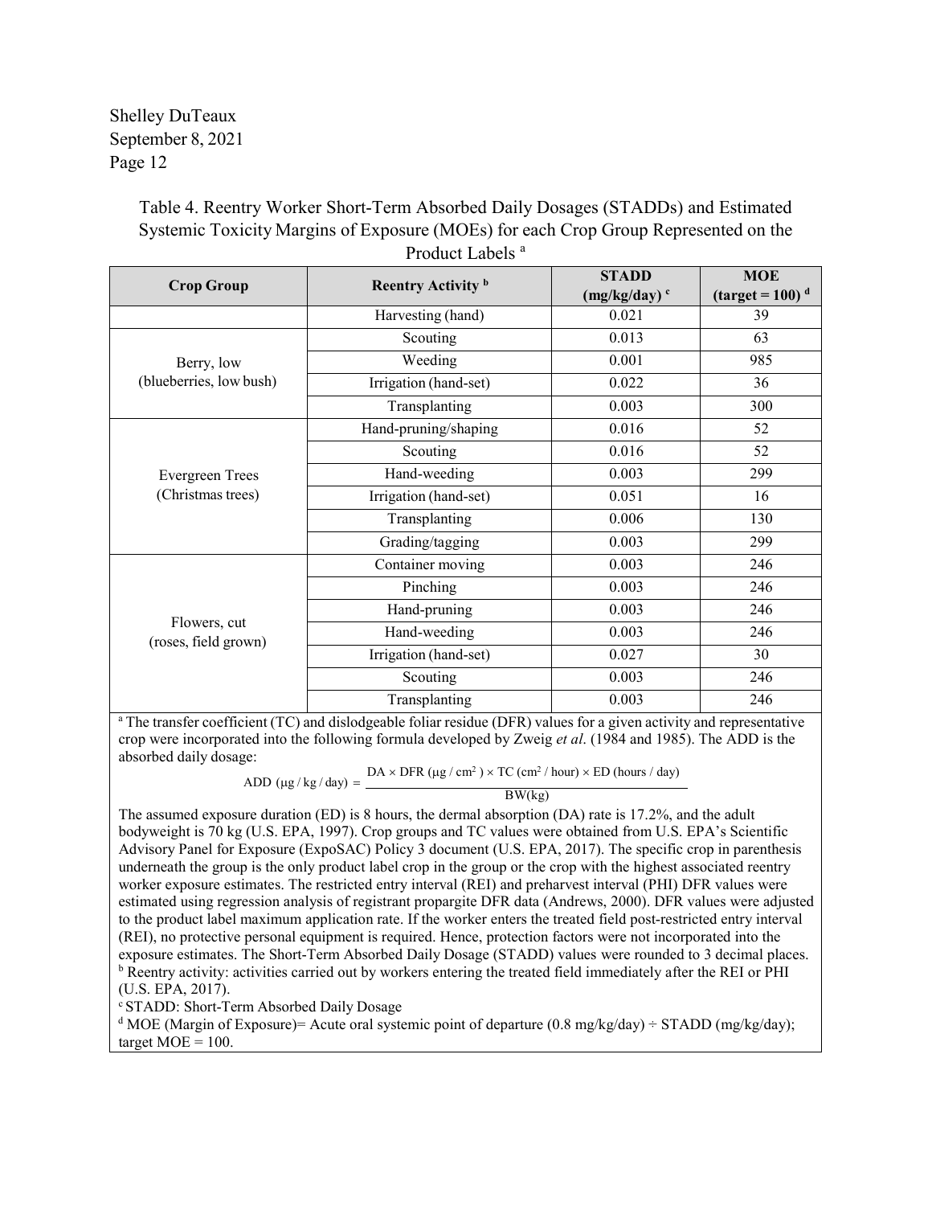Table 4. Reentry Worker Short-Term Absorbed Daily Dosages (STADDs) and Estimated Systemic Toxicity Margins of Exposure (MOEs) for each Crop Group Represented on the Product Labels [a]

| Crop Group | Reentry Activity [b] | STADD (mg/kg/day) [c] | MOE (target = 100) [d] |
|---|---|---|---|
| Berry, low (blueberries, low bush) | Harvesting (hand) | 0.021 | 39 |
| | Scouting | 0.013 | 63 |
| | Weeding | 0.001 | 985 |
| | Irrigation (hand-set) | 0.022 | 36 |
| | Transplanting | 0.003 | 300 |
| Evergreen Trees (Christmas trees) | Hand-pruning/shaping | 0.016 | 52 |
| | Scouting | 0.016 | 52 |
| | Hand-weeding | 0.003 | 299 |
| | Irrigation (hand-set) | 0.051 | 16 |
| | Transplanting | 0.006 | 130 |
| | Grading/tagging | 0.003 | 299 |
| Flowers, cut (roses, field grown) | Container moving | 0.003 | 246 |
| | Pinching | 0.003 | 246 |
| | Hand-pruning | 0.003 | 246 |
| | Hand-weeding | 0.003 | 246 |
| | Irrigation (hand-set) | 0.027 | 30 |
| | Scouting | 0.003 | 246 |
| | Transplanting | 0.003 | 246 |

[a] The transfer coefficient (TC) and dislodgeable foliar residue (DFR) values for a given activity and representative crop were incorporated into the following formula developed by Zweig *et al*. (1984 and 1985). The ADD is the absorbed daily dosage:

$$\text{ADD } (\mu g / kg / day) = \frac{\text{DA} \times \text{DFR } (\mu g / cm^2) \times \text{TC } (cm^2 / hour) \times \text{ED } (hours / day)}{\text{BW(kg)}}$$

The assumed exposure duration (ED) is 8 hours, the dermal absorption (DA) rate is 17.2%, and the adult bodyweight is 70 kg (U.S. EPA, 1997). Crop groups and TC values were obtained from U.S. EPA's Scientific Advisory Panel for Exposure (ExpoSAC) Policy 3 document (U.S. EPA, 2017). The specific crop in parenthesis underneath the group is the only product label crop in the group or the crop with the highest associated reentry worker exposure estimates. The restricted entry interval (REI) and preharvest interval (PHI) DFR values were estimated using regression analysis of registrant propargite DFR data (Andrews, 2000). DFR values were adjusted to the product label maximum application rate. If the worker enters the treated field post-restricted entry interval (REI), no protective personal equipment is required. Hence, protection factors were not incorporated into the exposure estimates. The Short-Term Absorbed Daily Dosage (STADD) values were rounded to 3 decimal places.

[b] Reentry activity: activities carried out by workers entering the treated field immediately after the REI or PHI (U.S. EPA, 2017).

[c] STADD: Short-Term Absorbed Daily Dosage

[d] MOE (Margin of Exposure)= Acute oral systemic point of departure (0.8 mg/kg/day) ÷ STADD (mg/kg/day); target MOE = 100.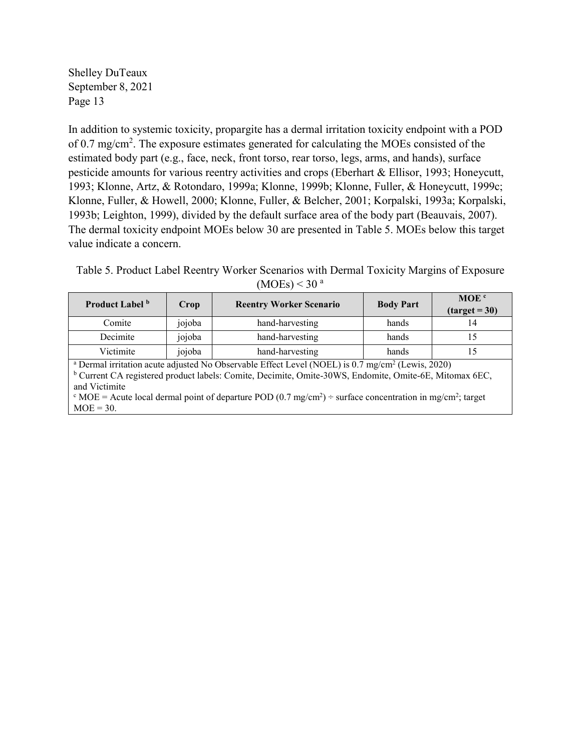In addition to systemic toxicity, propargite has a dermal irritation toxicity endpoint with a POD of 0.7 mg/cm$^2$. The exposure estimates generated for calculating the MOEs consisted of the estimated body part (e.g., face, neck, front torso, rear torso, legs, arms, and hands), surface pesticide amounts for various reentry activities and crops (Eberhart & Ellisor, 1993; Honeycutt, 1993; Klonne, Artz, & Rotondaro, 1999a; Klonne, 1999b; Klonne, Fuller, & Honeycutt, 1999c; Klonne, Fuller, & Howell, 2000; Klonne, Fuller, & Belcher, 2001; Korpalski, 1993a; Korpalski, 1993b; Leighton, 1999), divided by the default surface area of the body part (Beauvais, 2007). The dermal toxicity endpoint MOEs below 30 are presented in Table 5. MOEs below this target value indicate a concern.

Table 5. Product Label Reentry Worker Scenarios with Dermal Toxicity Margins of Exposure (MOEs) < 30 [a]

| Product Label [b] | Crop | Reentry Worker Scenario | Body Part | MOE [c] (target = 30) |
|---|---|---|---|---|
| Comite | jojoba | hand-harvesting | hands | 14 |
| Decimite | jojoba | hand-harvesting | hands | 15 |
| Victimite | jojoba | hand-harvesting | hands | 15 |

[a] Dermal irritation acute adjusted No Observable Effect Level (NOEL) is 0.7 mg/cm$^2$ (Lewis, 2020)
[b] Current CA registered product labels: Comite, Decimite, Omite-30WS, Endomite, Omite-6E, Mitomax 6EC, and Victimite
[c] MOE = Acute local dermal point of departure POD (0.7 mg/cm$^2$) ÷ surface concentration in mg/cm$^2$; target MOE = 30.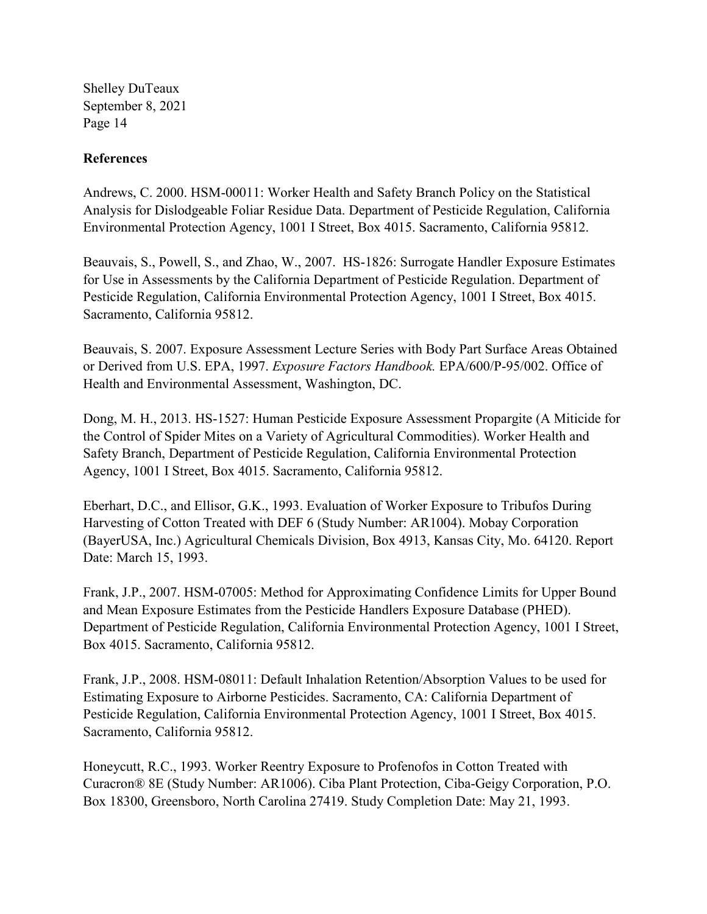## References

Andrews, C. 2000. HSM-00011: Worker Health and Safety Branch Policy on the Statistical Analysis for Dislodgeable Foliar Residue Data. Department of Pesticide Regulation, California Environmental Protection Agency, 1001 I Street, Box 4015. Sacramento, California 95812.

Beauvais, S., Powell, S., and Zhao, W., 2007. HS-1826: Surrogate Handler Exposure Estimates for Use in Assessments by the California Department of Pesticide Regulation. Department of Pesticide Regulation, California Environmental Protection Agency, 1001 I Street, Box 4015. Sacramento, California 95812.

Beauvais, S. 2007. Exposure Assessment Lecture Series with Body Part Surface Areas Obtained or Derived from U.S. EPA, 1997. *Exposure Factors Handbook.* EPA/600/P-95/002. Office of Health and Environmental Assessment, Washington, DC.

Dong, M. H., 2013. HS-1527: Human Pesticide Exposure Assessment Propargite (A Miticide for the Control of Spider Mites on a Variety of Agricultural Commodities). Worker Health and Safety Branch, Department of Pesticide Regulation, California Environmental Protection Agency, 1001 I Street, Box 4015. Sacramento, California 95812.

Eberhart, D.C., and Ellisor, G.K., 1993. Evaluation of Worker Exposure to Tribufos During Harvesting of Cotton Treated with DEF 6 (Study Number: AR1004). Mobay Corporation (BayerUSA, Inc.) Agricultural Chemicals Division, Box 4913, Kansas City, Mo. 64120. Report Date: March 15, 1993.

Frank, J.P., 2007. HSM-07005: Method for Approximating Confidence Limits for Upper Bound and Mean Exposure Estimates from the Pesticide Handlers Exposure Database (PHED). Department of Pesticide Regulation, California Environmental Protection Agency, 1001 I Street, Box 4015. Sacramento, California 95812.

Frank, J.P., 2008. HSM-08011: Default Inhalation Retention/Absorption Values to be used for Estimating Exposure to Airborne Pesticides. Sacramento, CA: California Department of Pesticide Regulation, California Environmental Protection Agency, 1001 I Street, Box 4015. Sacramento, California 95812.

Honeycutt, R.C., 1993. Worker Reentry Exposure to Profenofos in Cotton Treated with Curacron® 8E (Study Number: AR1006). Ciba Plant Protection, Ciba-Geigy Corporation, P.O. Box 18300, Greensboro, North Carolina 27419. Study Completion Date: May 21, 1993.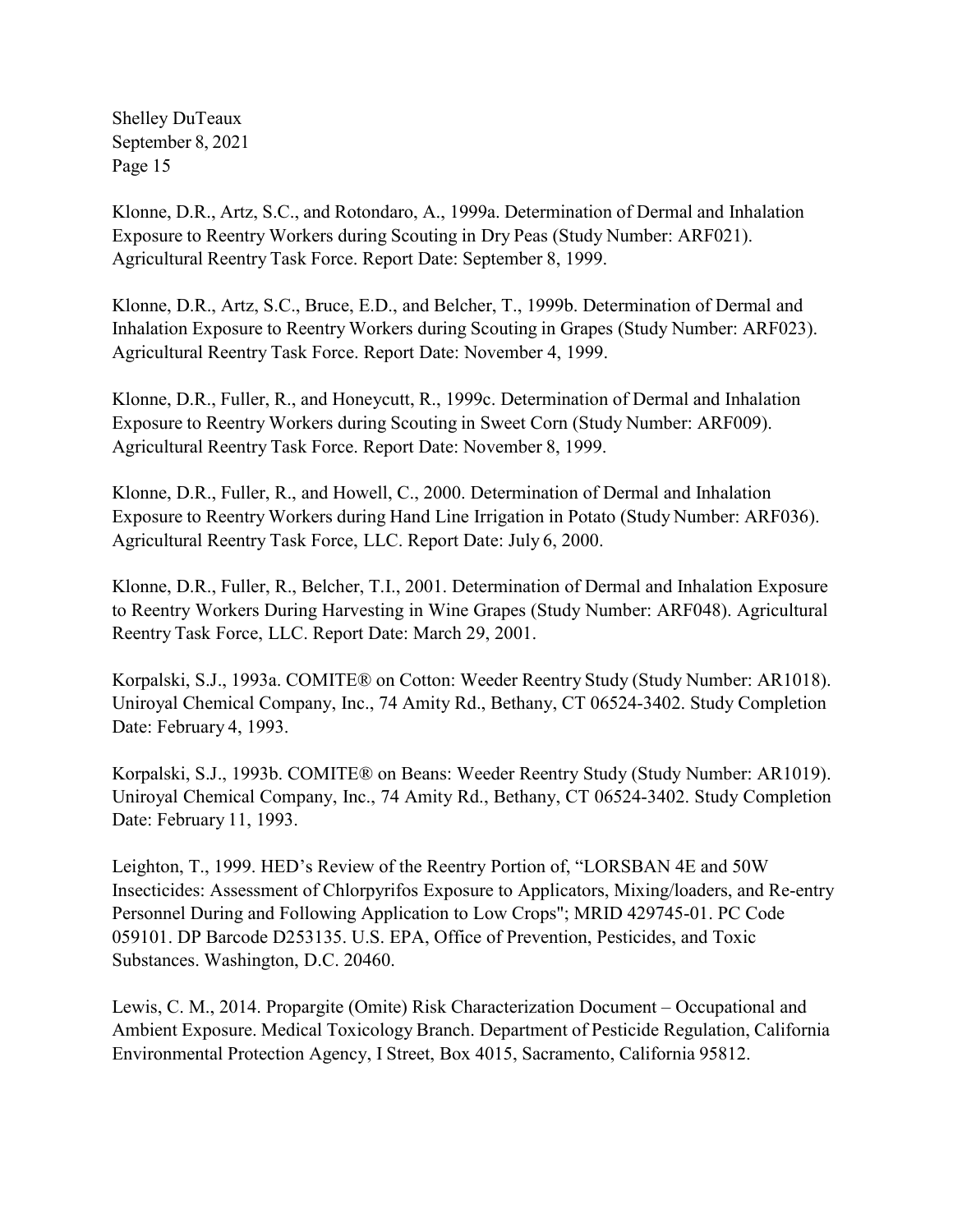Klonne, D.R., Artz, S.C., and Rotondaro, A., 1999a. Determination of Dermal and Inhalation Exposure to Reentry Workers during Scouting in Dry Peas (Study Number: ARF021). Agricultural Reentry Task Force. Report Date: September 8, 1999.

Klonne, D.R., Artz, S.C., Bruce, E.D., and Belcher, T., 1999b. Determination of Dermal and Inhalation Exposure to Reentry Workers during Scouting in Grapes (Study Number: ARF023). Agricultural Reentry Task Force. Report Date: November 4, 1999.

Klonne, D.R., Fuller, R., and Honeycutt, R., 1999c. Determination of Dermal and Inhalation Exposure to Reentry Workers during Scouting in Sweet Corn (Study Number: ARF009). Agricultural Reentry Task Force. Report Date: November 8, 1999.

Klonne, D.R., Fuller, R., and Howell, C., 2000. Determination of Dermal and Inhalation Exposure to Reentry Workers during Hand Line Irrigation in Potato (Study Number: ARF036). Agricultural Reentry Task Force, LLC. Report Date: July 6, 2000.

Klonne, D.R., Fuller, R., Belcher, T.I., 2001. Determination of Dermal and Inhalation Exposure to Reentry Workers During Harvesting in Wine Grapes (Study Number: ARF048). Agricultural Reentry Task Force, LLC. Report Date: March 29, 2001.

Korpalski, S.J., 1993a. COMITE® on Cotton: Weeder Reentry Study (Study Number: AR1018). Uniroyal Chemical Company, Inc., 74 Amity Rd., Bethany, CT 06524-3402. Study Completion Date: February 4, 1993.

Korpalski, S.J., 1993b. COMITE® on Beans: Weeder Reentry Study (Study Number: AR1019). Uniroyal Chemical Company, Inc., 74 Amity Rd., Bethany, CT 06524-3402. Study Completion Date: February 11, 1993.

Leighton, T., 1999. HED's Review of the Reentry Portion of, "LORSBAN 4E and 50W Insecticides: Assessment of Chlorpyrifos Exposure to Applicators, Mixing/loaders, and Re-entry Personnel During and Following Application to Low Crops"; MRID 429745-01. PC Code 059101. DP Barcode D253135. U.S. EPA, Office of Prevention, Pesticides, and Toxic Substances. Washington, D.C. 20460.

Lewis, C. M., 2014. Propargite (Omite) Risk Characterization Document – Occupational and Ambient Exposure. Medical Toxicology Branch. Department of Pesticide Regulation, California Environmental Protection Agency, I Street, Box 4015, Sacramento, California 95812.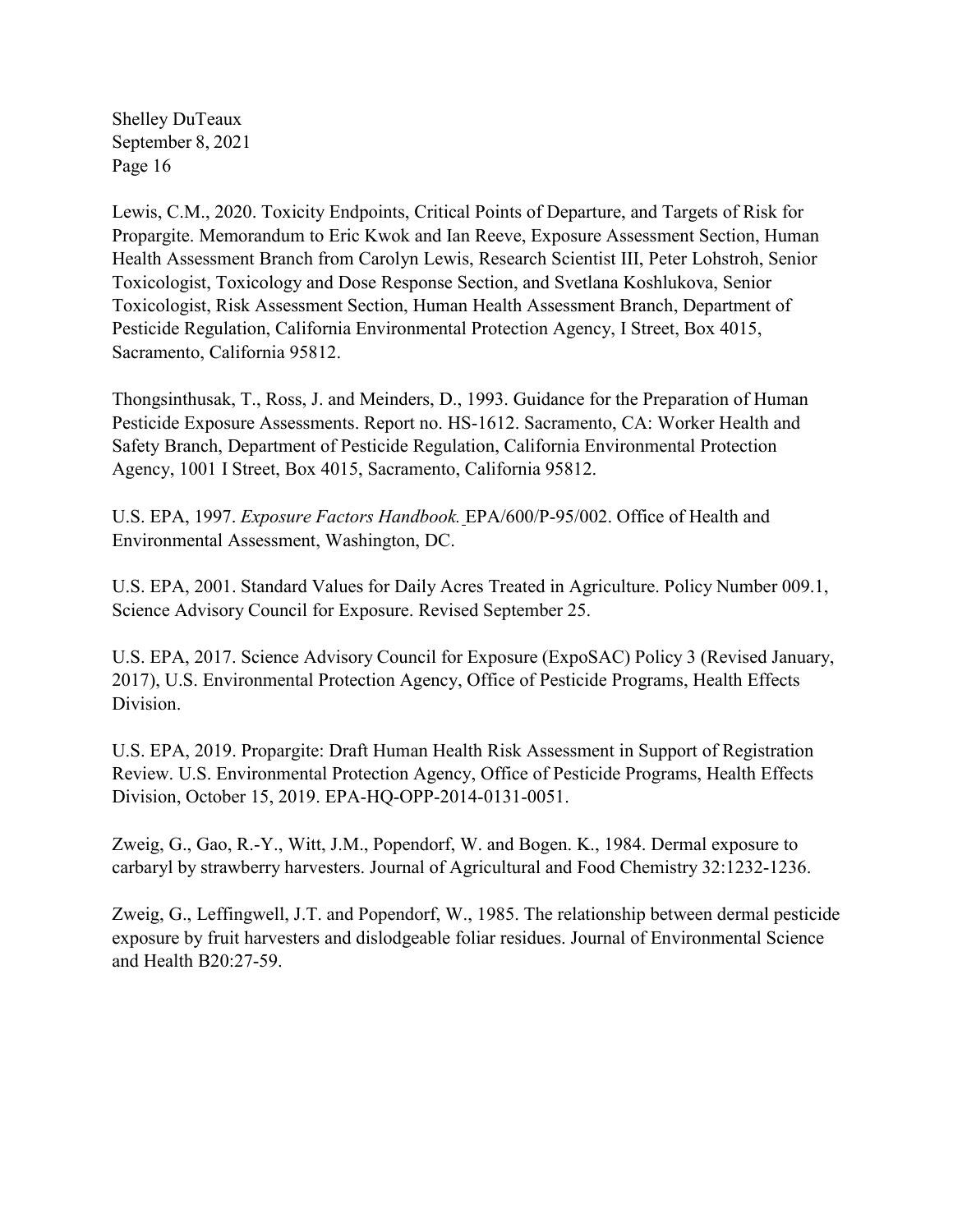Lewis, C.M., 2020. Toxicity Endpoints, Critical Points of Departure, and Targets of Risk for Propargite. Memorandum to Eric Kwok and Ian Reeve, Exposure Assessment Section, Human Health Assessment Branch from Carolyn Lewis, Research Scientist III, Peter Lohstroh, Senior Toxicologist, Toxicology and Dose Response Section, and Svetlana Koshlukova, Senior Toxicologist, Risk Assessment Section, Human Health Assessment Branch, Department of Pesticide Regulation, California Environmental Protection Agency, I Street, Box 4015, Sacramento, California 95812.

Thongsinthusak, T., Ross, J. and Meinders, D., 1993. Guidance for the Preparation of Human Pesticide Exposure Assessments. Report no. HS-1612. Sacramento, CA: Worker Health and Safety Branch, Department of Pesticide Regulation, California Environmental Protection Agency, 1001 I Street, Box 4015, Sacramento, California 95812.

U.S. EPA, 1997. *Exposure Factors Handbook.* EPA/600/P-95/002. Office of Health and Environmental Assessment, Washington, DC.

U.S. EPA, 2001. Standard Values for Daily Acres Treated in Agriculture. Policy Number 009.1, Science Advisory Council for Exposure. Revised September 25.

U.S. EPA, 2017. Science Advisory Council for Exposure (ExpoSAC) Policy 3 (Revised January, 2017), U.S. Environmental Protection Agency, Office of Pesticide Programs, Health Effects Division.

U.S. EPA, 2019. Propargite: Draft Human Health Risk Assessment in Support of Registration Review. U.S. Environmental Protection Agency, Office of Pesticide Programs, Health Effects Division, October 15, 2019. EPA-HQ-OPP-2014-0131-0051.

Zweig, G., Gao, R.-Y., Witt, J.M., Popendorf, W. and Bogen. K., 1984. Dermal exposure to carbaryl by strawberry harvesters. Journal of Agricultural and Food Chemistry 32:1232-1236.

Zweig, G., Leffingwell, J.T. and Popendorf, W., 1985. The relationship between dermal pesticide exposure by fruit harvesters and dislodgeable foliar residues. Journal of Environmental Science and Health B20:27-59.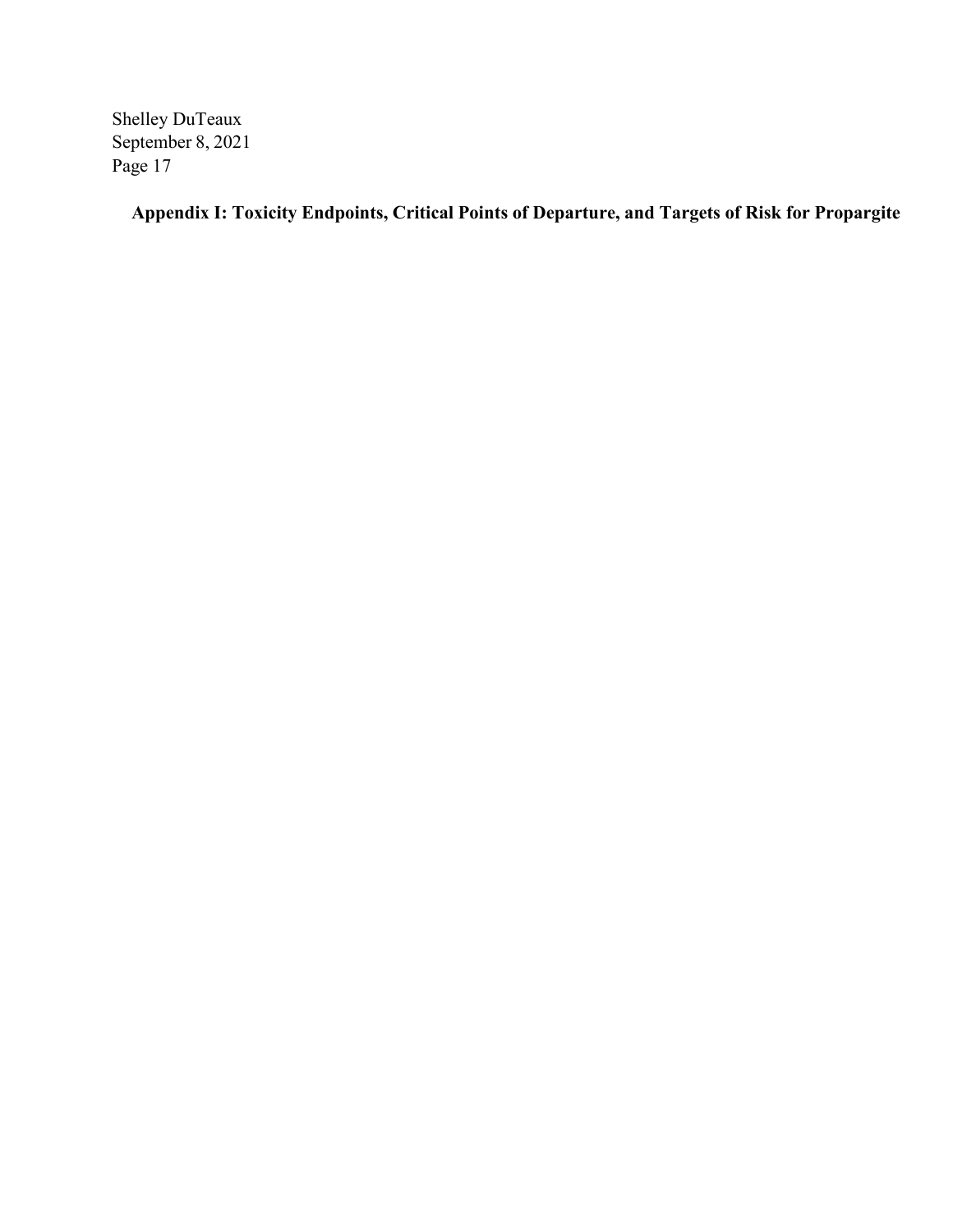## Appendix I: Toxicity Endpoints, Critical Points of Departure, and Targets of Risk for Propargite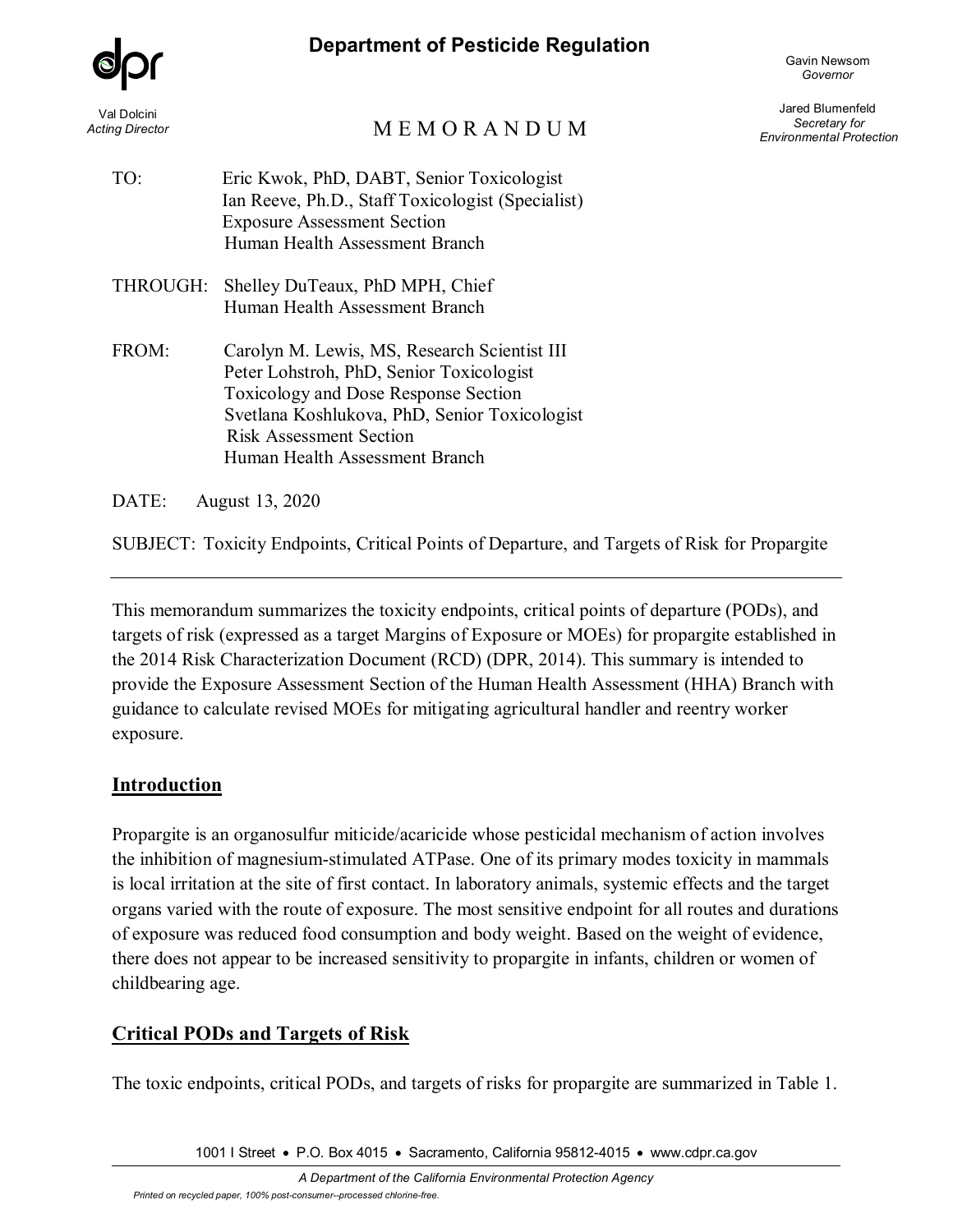**Department of Pesticide Regulation**

Val Dolcini
*Acting Director*

Gavin Newsom
*Governor*

Jared Blumenfeld
*Secretary for Environmental Protection*

M E M O R A N D U M

TO: Eric Kwok, PhD, DABT, Senior Toxicologist
Ian Reeve, Ph.D., Staff Toxicologist (Specialist)
Exposure Assessment Section
Human Health Assessment Branch

THROUGH: Shelley DuTeaux, PhD MPH, Chief
Human Health Assessment Branch

FROM: Carolyn M. Lewis, MS, Research Scientist III
Peter Lohstroh, PhD, Senior Toxicologist
Toxicology and Dose Response Section
Svetlana Koshlukova, PhD, Senior Toxicologist
Risk Assessment Section
Human Health Assessment Branch

DATE: August 13, 2020

SUBJECT: Toxicity Endpoints, Critical Points of Departure, and Targets of Risk for Propargite

---

This memorandum summarizes the toxicity endpoints, critical points of departure (PODs), and targets of risk (expressed as a target Margins of Exposure or MOEs) for propargite established in the 2014 Risk Characterization Document (RCD) (DPR, 2014). This summary is intended to provide the Exposure Assessment Section of the Human Health Assessment (HHA) Branch with guidance to calculate revised MOEs for mitigating agricultural handler and reentry worker exposure.

## Introduction

Propargite is an organosulfur miticide/acaricide whose pesticidal mechanism of action involves the inhibition of magnesium-stimulated ATPase. One of its primary modes toxicity in mammals is local irritation at the site of first contact. In laboratory animals, systemic effects and the target organs varied with the route of exposure. The most sensitive endpoint for all routes and durations of exposure was reduced food consumption and body weight. Based on the weight of evidence, there does not appear to be increased sensitivity to propargite in infants, children or women of childbearing age.

## Critical PODs and Targets of Risk

The toxic endpoints, critical PODs, and targets of risks for propargite are summarized in Table 1.

1001 I Street • P.O. Box 4015 • Sacramento, California 95812-4015 • www.cdpr.ca.gov

*A Department of the California Environmental Protection Agency*

*Printed on recycled paper, 100% post-consumer--processed chlorine-free.*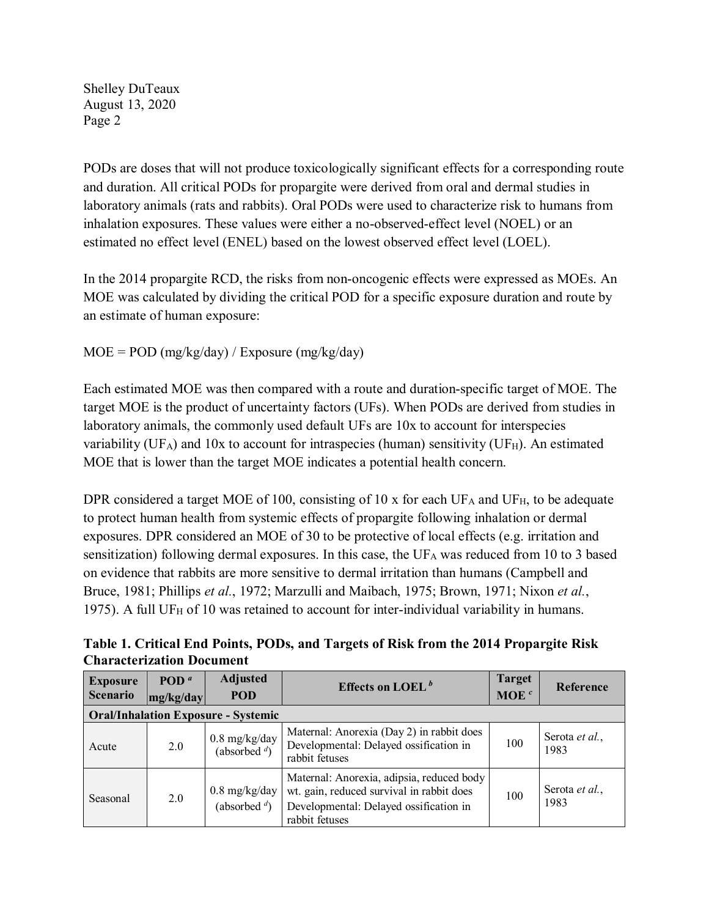PODs are doses that will not produce toxicologically significant effects for a corresponding route and duration. All critical PODs for propargite were derived from oral and dermal studies in laboratory animals (rats and rabbits). Oral PODs were used to characterize risk to humans from inhalation exposures. These values were either a no-observed-effect level (NOEL) or an estimated no effect level (ENEL) based on the lowest observed effect level (LOEL).

In the 2014 propargite RCD, the risks from non-oncogenic effects were expressed as MOEs. An MOE was calculated by dividing the critical POD for a specific exposure duration and route by an estimate of human exposure:

MOE = POD (mg/kg/day) / Exposure (mg/kg/day)

Each estimated MOE was then compared with a route and duration-specific target of MOE. The target MOE is the product of uncertainty factors (UFs). When PODs are derived from studies in laboratory animals, the commonly used default UFs are 10x to account for interspecies variability ($UF_A$) and 10x to account for intraspecies (human) sensitivity ($UF_H$). An estimated MOE that is lower than the target MOE indicates a potential health concern.

DPR considered a target MOE of 100, consisting of 10 x for each $UF_A$ and $UF_H$, to be adequate to protect human health from systemic effects of propargite following inhalation or dermal exposures. DPR considered an MOE of 30 to be protective of local effects (e.g. irritation and sensitization) following dermal exposures. In this case, the $UF_A$ was reduced from 10 to 3 based on evidence that rabbits are more sensitive to dermal irritation than humans (Campbell and Bruce, 1981; Phillips *et al.*, 1972; Marzulli and Maibach, 1975; Brown, 1971; Nixon *et al.*, 1975). A full $UF_H$ of 10 was retained to account for inter-individual variability in humans.

**Table 1. Critical End Points, PODs, and Targets of Risk from the 2014 Propargite Risk Characterization Document**

| Exposure Scenario | POD [a] mg/kg/day | Adjusted POD | Effects on LOEL [b] | Target MOE [c] | Reference |
|---|---|---|---|---|---|
| **Oral/Inhalation Exposure - Systemic** | | | | | |
| Acute | 2.0 | 0.8 mg/kg/day (absorbed [d]) | Maternal: Anorexia (Day 2) in rabbit does<br>Developmental: Delayed ossification in rabbit fetuses | 100 | Serota *et al.*, 1983 |
| Seasonal | 2.0 | 0.8 mg/kg/day (absorbed [d]) | Maternal: Anorexia, adipsia, reduced body wt. gain, reduced survival in rabbit does<br>Developmental: Delayed ossification in rabbit fetuses | 100 | Serota *et al.*, 1983 |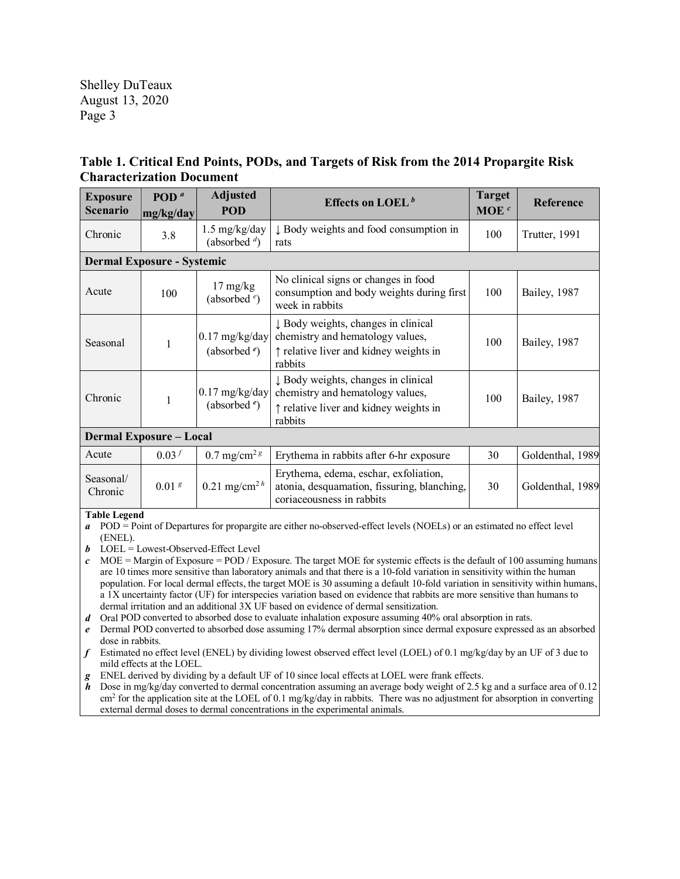## Table 1. Critical End Points, PODs, and Targets of Risk from the 2014 Propargite Risk Characterization Document

| Exposure Scenario | POD [a] mg/kg/day | Adjusted POD | Effects on LOEL [b] | Target MOE [c] | Reference |
|---|---|---|---|---|---|
| Chronic | 3.8 | 1.5 mg/kg/day (absorbed [d]) | ↓ Body weights and food consumption in rats | 100 | Trutter, 1991 |
| **Dermal Exposure - Systemic** | | | | | |
| Acute | 100 | 17 mg/kg (absorbed [e]) | No clinical signs or changes in food consumption and body weights during first week in rabbits | 100 | Bailey, 1987 |
| Seasonal | 1 | 0.17 mg/kg/day (absorbed [e]) | ↓ Body weights, changes in clinical chemistry and hematology values, ↑ relative liver and kidney weights in rabbits | 100 | Bailey, 1987 |
| Chronic | 1 | 0.17 mg/kg/day (absorbed [e]) | ↓ Body weights, changes in clinical chemistry and hematology values, ↑ relative liver and kidney weights in rabbits | 100 | Bailey, 1987 |
| **Dermal Exposure – Local** | | | | | |
| Acute | 0.03 [f] | 0.7 mg/cm$^2$ [g] | Erythema in rabbits after 6-hr exposure | 30 | Goldenthal, 1989 |
| Seasonal/ Chronic | 0.01 [g] | 0.21 mg/cm$^2$ [h] | Erythema, edema, eschar, exfoliation, atonia, desquamation, fissuring, blanching, coriaceousness in rabbits | 30 | Goldenthal, 1989 |

**Table Legend**

*a* POD = Point of Departures for propargite are either no-observed-effect levels (NOELs) or an estimated no effect level (ENEL).

*b* LOEL = Lowest-Observed-Effect Level

*c* MOE = Margin of Exposure = POD / Exposure. The target MOE for systemic effects is the default of 100 assuming humans are 10 times more sensitive than laboratory animals and that there is a 10-fold variation in sensitivity within the human population. For local dermal effects, the target MOE is 30 assuming a default 10-fold variation in sensitivity within humans, a 1X uncertainty factor (UF) for interspecies variation based on evidence that rabbits are more sensitive than humans to dermal irritation and an additional 3X UF based on evidence of dermal sensitization.

*d* Oral POD converted to absorbed dose to evaluate inhalation exposure assuming 40% oral absorption in rats.

*e* Dermal POD converted to absorbed dose assuming 17% dermal absorption since dermal exposure expressed as an absorbed dose in rabbits.

*f* Estimated no effect level (ENEL) by dividing lowest observed effect level (LOEL) of 0.1 mg/kg/day by an UF of 3 due to mild effects at the LOEL.

*g* ENEL derived by dividing by a default UF of 10 since local effects at LOEL were frank effects.

*h* Dose in mg/kg/day converted to dermal concentration assuming an average body weight of 2.5 kg and a surface area of 0.12 cm$^2$ for the application site at the LOEL of 0.1 mg/kg/day in rabbits. There was no adjustment for absorption in converting external dermal doses to dermal concentrations in the experimental animals.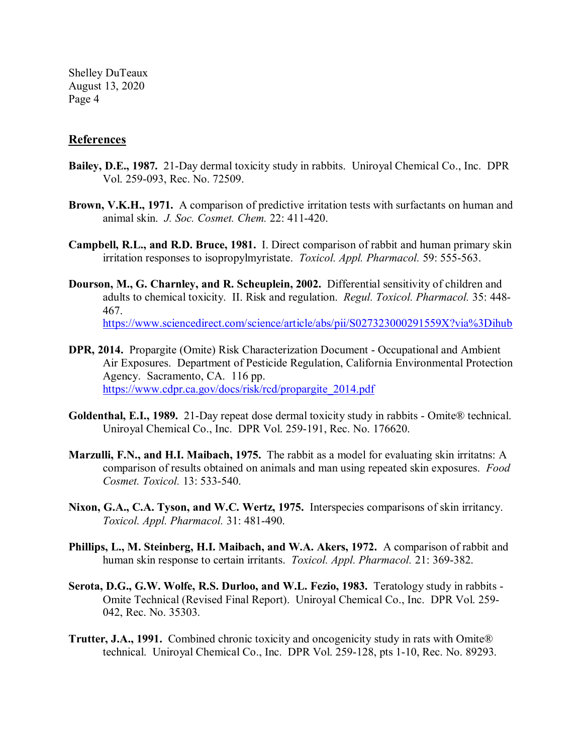## References

**Bailey, D.E., 1987.** 21-Day dermal toxicity study in rabbits. Uniroyal Chemical Co., Inc. DPR Vol. 259-093, Rec. No. 72509.

**Brown, V.K.H., 1971.** A comparison of predictive irritation tests with surfactants on human and animal skin. *J. Soc. Cosmet. Chem.* 22: 411-420.

**Campbell, R.L., and R.D. Bruce, 1981.** I. Direct comparison of rabbit and human primary skin irritation responses to isopropylmyristate. *Toxicol. Appl. Pharmacol.* 59: 555-563.

**Dourson, M., G. Charnley, and R. Scheuplein, 2002.** Differential sensitivity of children and adults to chemical toxicity. II. Risk and regulation. *Regul. Toxicol. Pharmacol.* 35: 448-467. https://www.sciencedirect.com/science/article/abs/pii/S027323000291559X?via%3Dihub

**DPR, 2014.** Propargite (Omite) Risk Characterization Document - Occupational and Ambient Air Exposures. Department of Pesticide Regulation, California Environmental Protection Agency. Sacramento, CA. 116 pp. https://www.cdpr.ca.gov/docs/risk/rcd/propargite_2014.pdf

**Goldenthal, E.I., 1989.** 21-Day repeat dose dermal toxicity study in rabbits - Omite® technical. Uniroyal Chemical Co., Inc. DPR Vol. 259-191, Rec. No. 176620.

**Marzulli, F.N., and H.I. Maibach, 1975.** The rabbit as a model for evaluating skin irritatns: A comparison of results obtained on animals and man using repeated skin exposures. *Food Cosmet. Toxicol.* 13: 533-540.

**Nixon, G.A., C.A. Tyson, and W.C. Wertz, 1975.** Interspecies comparisons of skin irritancy. *Toxicol. Appl. Pharmacol.* 31: 481-490.

**Phillips, L., M. Steinberg, H.I. Maibach, and W.A. Akers, 1972.** A comparison of rabbit and human skin response to certain irritants. *Toxicol. Appl. Pharmacol.* 21: 369-382.

**Serota, D.G., G.W. Wolfe, R.S. Durloo, and W.L. Fezio, 1983.** Teratology study in rabbits - Omite Technical (Revised Final Report). Uniroyal Chemical Co., Inc. DPR Vol. 259-042, Rec. No. 35303.

**Trutter, J.A., 1991.** Combined chronic toxicity and oncogenicity study in rats with Omite® technical. Uniroyal Chemical Co., Inc. DPR Vol. 259-128, pts 1-10, Rec. No. 89293.